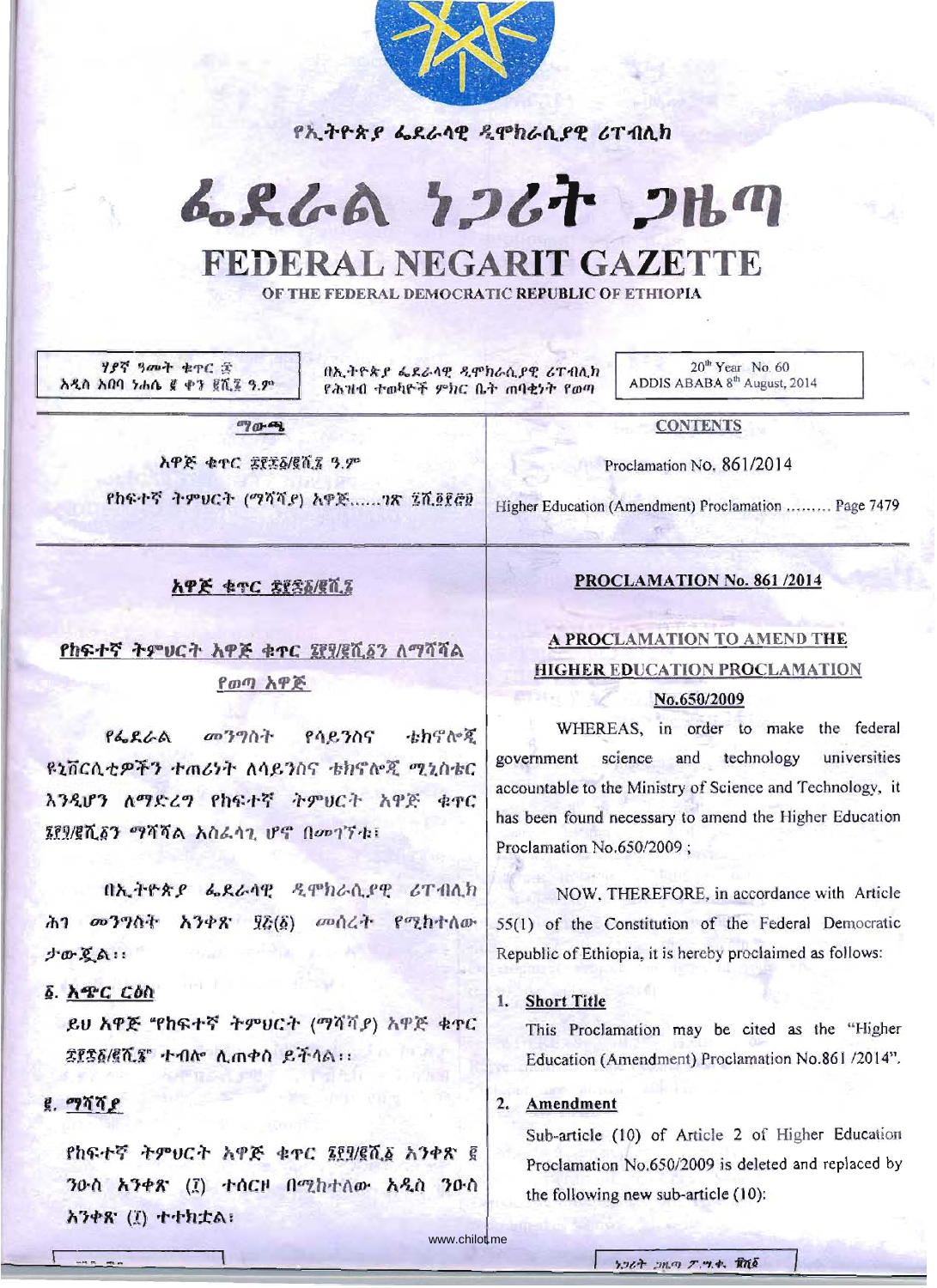የኢትዮጵያ ፌደራላዊ ዲሞክራሲያዊ ሪፐብሊክ

# ፌደራል ነጋሪት ጋዜጣ

# FEDERAL NEGARIT GAZETTE

OF THE FEDERAL DEMOCRATIC REPUBLIC OF ETHIOPIA

| ሃያኛ ዓመት ቁጥር ፷ አዲስ አበባ ነሐሴ ፪ ቀን ፪ሺ፮ ዓ.ም | በኢትዮጵያ ፌደራላዊ ዲሞክራሲያዊ ሪፐብሊክ የሕዝብ ተወካዮች ምክር ቤት ጠባቂነት የወጣ | 20th Year No. 60 ADDIS ABABA 8th August, 2014 |
|---|---|---|

## ማውጫ

አዋጅ ቁጥር ፰፻፷፩/፪ሺ፮ ዓ.ም

የከፍተኛ ትምህርት (ማሻሻያ) አዋጅ……ገጽ ፯ሺ፬፻፸፱

## CONTENTS

Proclamation No. 861/2014

Higher Education (Amendment) Proclamation ……… Page 7479

## አዋጅ ቁጥር ፰፻፷፩/፪ሺ፮

### የከፍተኛ ትምህርት አዋጅ ቁጥር ፮፻፶/፪ሺ፩ን ለማሻሻል የወጣ አዋጅ

የፌደራል መንግስት የሳይንስና ቴክኖሎጂ ዩኒቨርሲቲዎችን ተጠሪነት ለሳይንስና ቴክኖሎጂ ሚኒስቴር እንዲሆን ለማድረግ የከፍተኛ ትምህርት አዋጅ ቁጥር ፮፻፶/፪ሺ፩ን ማሻሻል አስፈላጊ ሆኖ በመገኘቱ፣

በኢትዮጵያ ፌደራላዊ ዲሞክራሲያዊ ሪፐብሊክ ሕገ መንግስት አንቀጽ ፶፭(፩) መሰረት የሚከተለው ታውጇል፡፡

**፩. አጭር ርዕስ**

ይህ አዋጅ "የከፍተኛ ትምህርት (ማሻሻያ) አዋጅ ቁጥር ፰፻፷፩/፪ሺ፮" ተብሎ ሊጠቀስ ይችላል፡፡

**፪. ማሻሻያ**

የከፍተኛ ትምህርት አዋጅ ቁጥር ፮፻፶/፪ሺ፩ አንቀጽ ፪ ንዑስ አንቀጽ (፲) ተሰርዞ በሚከተለው አዲስ ንዑስ አንቀጽ (፲) ተተክቷል፤

## PROCLAMATION No. 861/2014

### A PROCLAMATION TO AMEND THE HIGHER EDUCATION PROCLAMATION No.650/2009

WHEREAS, in order to make the federal government science and technology universities accountable to the Ministry of Science and Technology, it has been found necessary to amend the Higher Education Proclamation No.650/2009 ;

NOW, THEREFORE, in accordance with Article 55(1) of the Constitution of the Federal Democratic Republic of Ethiopia, it is hereby proclaimed as follows:

1. **Short Title**

   This Proclamation may be cited as the "Higher Education (Amendment) Proclamation No.861/2014".

2. **Amendment**

   Sub-article (10) of Article 2 of Higher Education Proclamation No.650/2009 is deleted and replaced by the following new sub-article (10):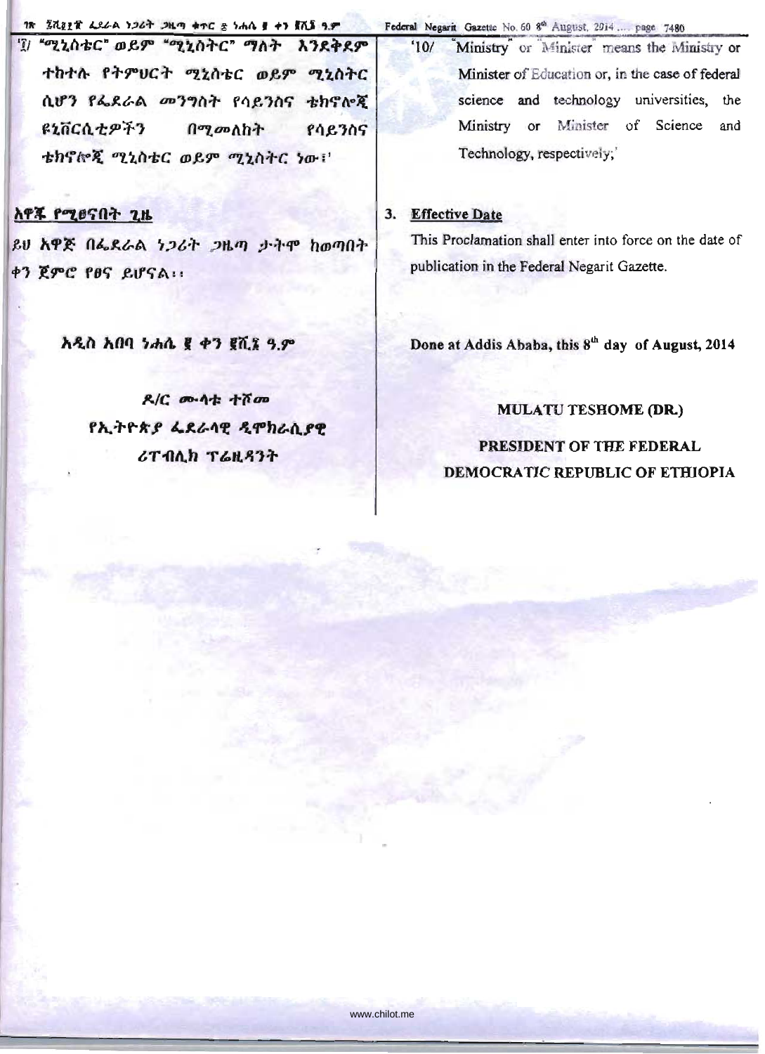'፲/ "ሚኒስቴር" ወይም "ሚኒስትር" ማለት እንደቅደም ተከተሉ የትምህርት ሚኒስቴር ወይም ሚኒስትር ሲሆን የፌደራል መንግስት የሳይንስና ቴክኖሎጂ ዩኒቨርሲቲዎችን በሚመለከት የሳይንስና ቴክኖሎጂ ሚኒስቴር ወይም ሚኒስትር ነው፣'

'10/ "Ministry" or "Minister" means the Ministry or Minister of Education or, in the case of federal science and technology universities, the Ministry or Minister of Science and Technology, respectively;'

## ፫. የሚፀናበት ጊዜ

ይህ አዋጅ በፌደራል ነጋሪት ጋዜጣ ታትሞ ከወጣበት ቀን ጀምሮ የፀና ይሆናል፡፡

## 3. Effective Date

This Proclamation shall enter into force on the date of publication in the Federal Negarit Gazette.

**አዲስ አበባ ነሐሴ ፪ ቀን ፪ሺ፮ ዓ.ም**

**Done at Addis Ababa, this 8th day of August, 2014**

**ዶ/ር ሙላቱ ተሾመ**

**የኢትዮጵያ ፌደራላዊ ዲሞክራሲያዊ ሪፐብሊክ ፕሬዚዳንት**

**MULATU TESHOME (DR.)**

**PRESIDENT OF THE FEDERAL DEMOCRATIC REPUBLIC OF ETHIOPIA**